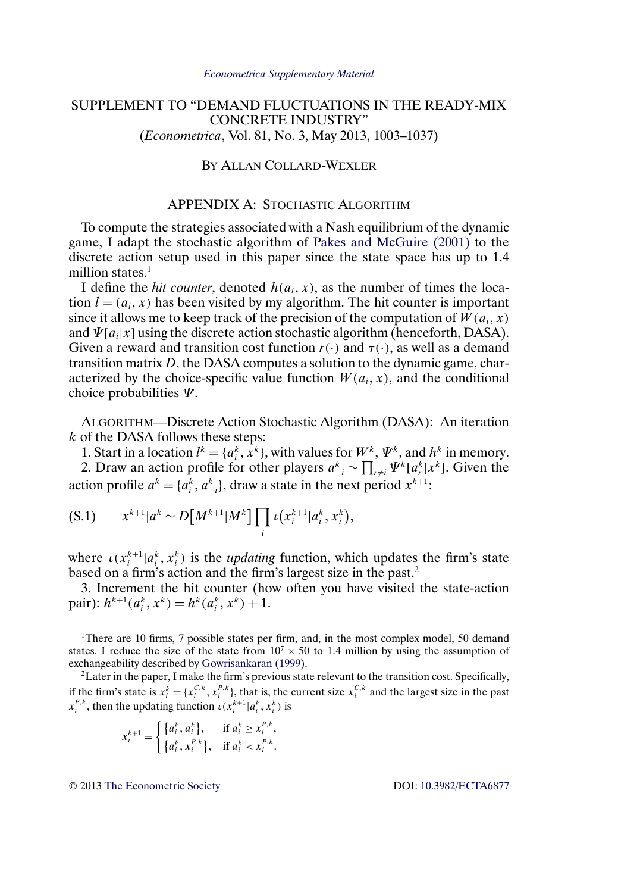*Econometrica Supplementary Material*

# SUPPLEMENT TO "DEMAND FLUCTUATIONS IN THE READY-MIX CONCRETE INDUSTRY"

(*Econometrica*, Vol. 81, No. 3, May 2013, 1003–1037)

BY ALLAN COLLARD-WEXLER

## APPENDIX A: STOCHASTIC ALGORITHM

To compute the strategies associated with a Nash equilibrium of the dynamic game, I adapt the stochastic algorithm of Pakes and McGuire (2001) to the discrete action setup used in this paper since the state space has up to 1.4 million states.[1]

I define the *hit counter*, denoted $h(a_i, x)$, as the number of times the location $l = (a_i, x)$ has been visited by my algorithm. The hit counter is important since it allows me to keep track of the precision of the computation of $W(a_i, x)$ and $\Psi[a_i|x]$ using the discrete action stochastic algorithm (henceforth, DASA). Given a reward and transition cost function $r(\cdot)$ and $\tau(\cdot)$, as well as a demand transition matrix $D$, the DASA computes a solution to the dynamic game, characterized by the choice-specific value function $W(a_i, x)$, and the conditional choice probabilities $\Psi$.

ALGORITHM—Discrete Action Stochastic Algorithm (DASA): An iteration $k$ of the DASA follows these steps:

1. Start in a location $l^k = \{a_i^k, x^k\}$, with values for $W^k$, $\Psi^k$, and $h^k$ in memory.
2. Draw an action profile for other players $a_{-i}^k \sim \prod_{r\neq i} \Psi^k[a_r^k|x^k]$. Given the action profile $a^k = \{a_i^k, a_{-i}^k\}$, draw a state in the next period $x^{k+1}$:

$$x^{k+1}|a^k \sim D[M^{k+1}|M^k] \prod_i \iota(x_i^{k+1}|a_i^k, x_i^k), \tag{S.1}$$

where $\iota(x_i^{k+1}|a_i^k, x_i^k)$ is the *updating* function, which updates the firm's state based on a firm's action and the firm's largest size in the past.[2]

3. Increment the hit counter (how often you have visited the state-action pair): $h^{k+1}(a_i^k, x^k) = h^k(a_i^k, x^k) + 1$.

---

[1] There are 10 firms, 7 possible states per firm, and, in the most complex model, 50 demand states. I reduce the size of the state from $10^7 \times 50$ to 1.4 million by using the assumption of exchangeability described by Gowrisankaran (1999).

[2] Later in the paper, I make the firm's previous state relevant to the transition cost. Specifically, if the firm's state is $x_i^k = \{x_i^{C,k}, x_i^{P,k}\}$, that is, the current size $x_i^{C,k}$ and the largest size in the past $x_i^{P,k}$, then the updating function $\iota(x_i^{k+1}|a_i^k, x_i^k)$ is

$$x_i^{k+1} = \begin{cases} \{a_i^k, a_i^k\}, & \text{if } a_i^k \geq x_i^{P,k}, \\ \{a_i^k, x_i^{P,k}\}, & \text{if } a_i^k < x_i^{P,k}. \end{cases}$$

© 2013 The Econometric Society DOI: 10.3982/ECTA6877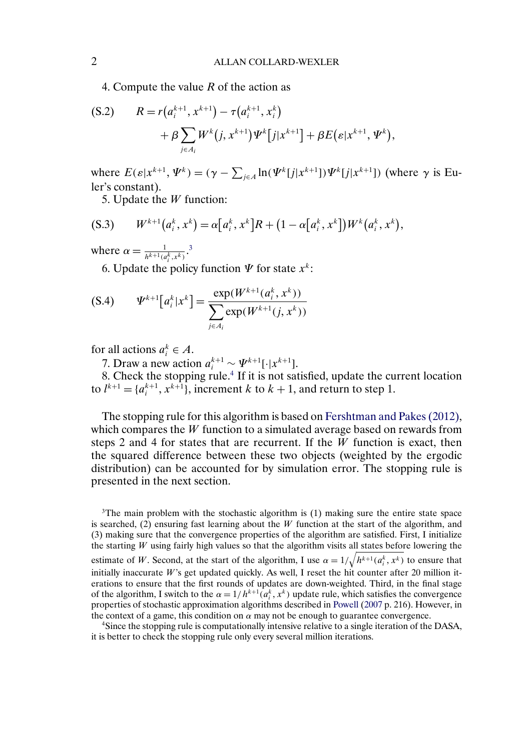4. Compute the value $R$ of the action as

$$
\text{(S.2)} \qquad R = r\left(a_i^{k+1}, x^{k+1}\right) - \tau\left(a_i^{k+1}, x_i^k\right) + \beta \sum_{j \in A_i} W^k\left(j, x^{k+1}\right) \Psi^k\left[j | x^{k+1}\right] + \beta E\left(\varepsilon | x^{k+1}, \Psi^k\right),
$$

where $E(\varepsilon | x^{k+1}, \Psi^k) = (\gamma - \sum_{j \in A} \ln(\Psi^k[j|x^{k+1}]) \Psi^k[j|x^{k+1}])$ (where $\gamma$ is Euler's constant).

5. Update the $W$ function:

$$
\text{(S.3)} \qquad W^{k+1}\left(a_i^k, x^k\right) = \alpha\left[a_i^k, x^k\right] R + \left(1 - \alpha\left[a_i^k, x^k\right]\right) W^k\left(a_i^k, x^k\right),
$$

where $\alpha = \frac{1}{h^{k+1}(a_i^k, x^k)}$.[3]

6. Update the policy function $\Psi$ for state $x^k$:

$$
\text{(S.4)} \qquad \Psi^{k+1}\left[a_i^k | x^k\right] = \frac{\exp(W^{k+1}(a_i^k, x^k))}{\sum_{j \in A_i} \exp(W^{k+1}(j, x^k))}
$$

for all actions $a_i^k \in A$.

7. Draw a new action $a_i^{k+1} \sim \Psi^{k+1}[\cdot | x^{k+1}]$.

8. Check the stopping rule.[4] If it is not satisfied, update the current location to $l^{k+1} = \{a_i^{k+1}, x^{k+1}\}$, increment $k$ to $k+1$, and return to step 1.

The stopping rule for this algorithm is based on Fershtman and Pakes (2012), which compares the $W$ function to a simulated average based on rewards from steps 2 and 4 for states that are recurrent. If the $W$ function is exact, then the squared difference between these two objects (weighted by the ergodic distribution) can be accounted for by simulation error. The stopping rule is presented in the next section.

[3]The main problem with the stochastic algorithm is (1) making sure the entire state space is searched, (2) ensuring fast learning about the $W$ function at the start of the algorithm, and (3) making sure that the convergence properties of the algorithm are satisfied. First, I initialize the starting $W$ using fairly high values so that the algorithm visits all states before lowering the estimate of $W$. Second, at the start of the algorithm, I use $\alpha = 1/\sqrt{h^{k+1}(a_i^k, x^k)}$ to ensure that initially inaccurate $W$'s get updated quickly. As well, I reset the hit counter after 20 million iterations to ensure that the first rounds of updates are down-weighted. Third, in the final stage of the algorithm, I switch to the $\alpha = 1/h^{k+1}(a_i^k, x^k)$ update rule, which satisfies the convergence properties of stochastic approximation algorithms described in Powell (2007 p. 216). However, in the context of a game, this condition on $\alpha$ may not be enough to guarantee convergence.

[4]Since the stopping rule is computationally intensive relative to a single iteration of the DASA, it is better to check the stopping rule only every several million iterations.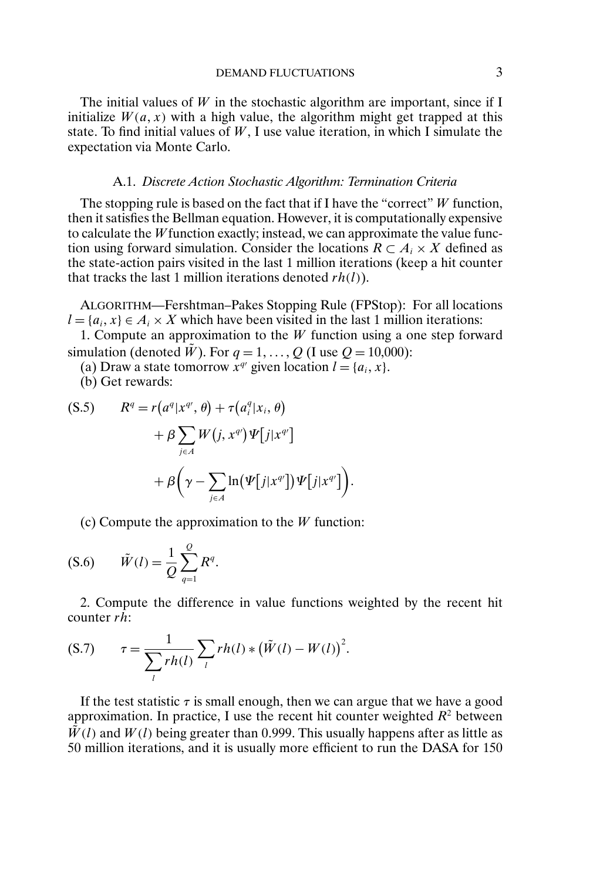The initial values of $W$ in the stochastic algorithm are important, since if I initialize $W(a, x)$ with a high value, the algorithm might get trapped at this state. To find initial values of $W$, I use value iteration, in which I simulate the expectation via Monte Carlo.

### A.1. *Discrete Action Stochastic Algorithm: Termination Criteria*

The stopping rule is based on the fact that if I have the "correct" $W$ function, then it satisfies the Bellman equation. However, it is computationally expensive to calculate the $W$ function exactly; instead, we can approximate the value function using forward simulation. Consider the locations $R \subset A_i \times X$ defined as the state-action pairs visited in the last 1 million iterations (keep a hit counter that tracks the last 1 million iterations denoted $rh(l)$).

ALGORITHM—Fershtman–Pakes Stopping Rule (FPStop): For all locations $l = \{a_i, x\} \in A_i \times X$ which have been visited in the last 1 million iterations:

1. Compute an approximation to the $W$ function using a one step forward simulation (denoted $\tilde{W}$). For $q = 1, \ldots, Q$ (I use $Q = 10{,}000$):

(a) Draw a state tomorrow $x^{q'}$ given location $l = \{a_i, x\}$.

(b) Get rewards:

$$
\begin{aligned}
R^q = {} & r\left(a^q | x^{q'}, \theta\right) + \tau\left(a_i^q | x_i, \theta\right) \\
& + \beta \sum_{j \in A} W\left(j, x^{q'}\right) \Psi\left[j | x^{q'}\right] \\
& + \beta\left(\gamma - \sum_{j \in A} \ln\left(\Psi\left[j | x^{q'}\right]\right) \Psi\left[j | x^{q'}\right]\right).
\end{aligned}
\tag{S.5}
$$

(c) Compute the approximation to the $W$ function:

$$
\tilde{W}(l) = \frac{1}{Q} \sum_{q=1}^{Q} R^q. \tag{S.6}
$$

2. Compute the difference in value functions weighted by the recent hit counter $rh$:

$$
\tau = \frac{1}{\sum_{l} rh(l)} \sum_{l} rh(l) * \left(\tilde{W}(l) - W(l)\right)^2. \tag{S.7}
$$

If the test statistic $\tau$ is small enough, then we can argue that we have a good approximation. In practice, I use the recent hit counter weighted $R^2$ between $\tilde{W}(l)$ and $W(l)$ being greater than 0.999. This usually happens after as little as 50 million iterations, and it is usually more efficient to run the DASA for 150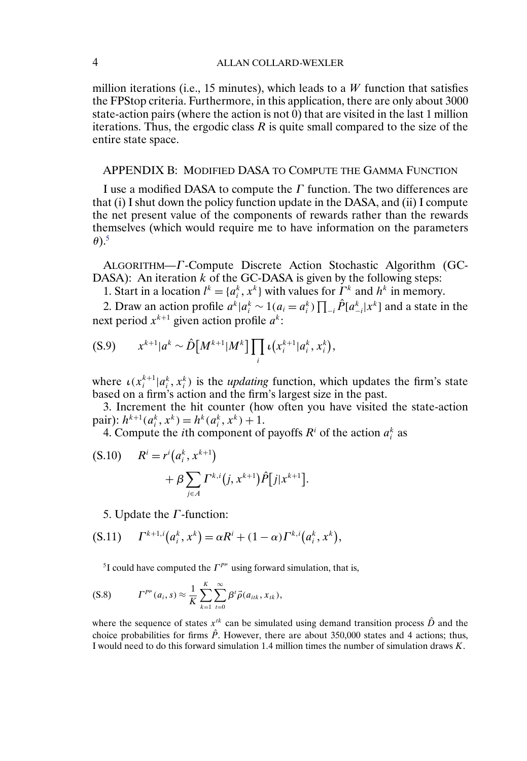million iterations (i.e., 15 minutes), which leads to a $W$ function that satisfies the FPStop criteria. Furthermore, in this application, there are only about 3000 state-action pairs (where the action is not 0) that are visited in the last 1 million iterations. Thus, the ergodic class $R$ is quite small compared to the size of the entire state space.

## APPENDIX B: MODIFIED DASA TO COMPUTE THE GAMMA FUNCTION

I use a modified DASA to compute the $\Gamma$ function. The two differences are that (i) I shut down the policy function update in the DASA, and (ii) I compute the net present value of the components of rewards rather than the rewards themselves (which would require me to have information on the parameters $\theta$).[5]

ALGORITHM—$\Gamma$-Compute Discrete Action Stochastic Algorithm (GC-DASA): An iteration $k$ of the GC-DASA is given by the following steps:

1. Start in a location $l^k = \{a_i^k, x^k\}$ with values for $\Gamma^k$ and $h^k$ in memory.

2. Draw an action profile $a^k | a_i^k \sim 1(a_i = a_i^k) \prod_{-i} \hat{P}[a_{-i}^k | x^k]$ and a state in the next period $x^{k+1}$ given action profile $a^k$:

$$x^{k+1} | a^k \sim \hat{D}\big[M^{k+1} | M^k\big] \prod_i \iota\big(x_i^{k+1} | a_i^k, x_i^k\big), \tag{S.9}$$

where $\iota(x_i^{k+1} | a_i^k, x_i^k)$ is the *updating* function, which updates the firm's state based on a firm's action and the firm's largest size in the past.

3. Increment the hit counter (how often you have visited the state-action pair): $h^{k+1}(a_i^k, x^k) = h^k(a_i^k, x^k) + 1$.

4. Compute the $i$th component of payoffs $R^i$ of the action $a_i^k$ as

$$R^i = r^i\big(a_i^k, x^{k+1}\big) + \beta \sum_{j \in A} \Gamma^{k,i}\big(j, x^{k+1}\big) \hat{P}\big[j | x^{k+1}\big]. \tag{S.10}$$

5. Update the $\Gamma$-function:

$$\Gamma^{k+1,i}\big(a_i^k, x^k\big) = \alpha R^i + (1 - \alpha) \Gamma^{k,i}\big(a_i^k, x^k\big), \tag{S.11}$$

[5] I could have computed the $\Gamma^{P^\mu}$ using forward simulation, that is,

$$\Gamma^{P^\mu}(a_i, s) \approx \frac{1}{K} \sum_{k=1}^{K} \sum_{t=0}^{\infty} \beta^t \vec{\rho}(a_{itk}, x_{tk}), \tag{S.8}$$

where the sequence of states $x^{tk}$ can be simulated using demand transition process $\hat{D}$ and the choice probabilities for firms $\hat{P}$. However, there are about 350,000 states and 4 actions; thus, I would need to do this forward simulation 1.4 million times the number of simulation draws $K$.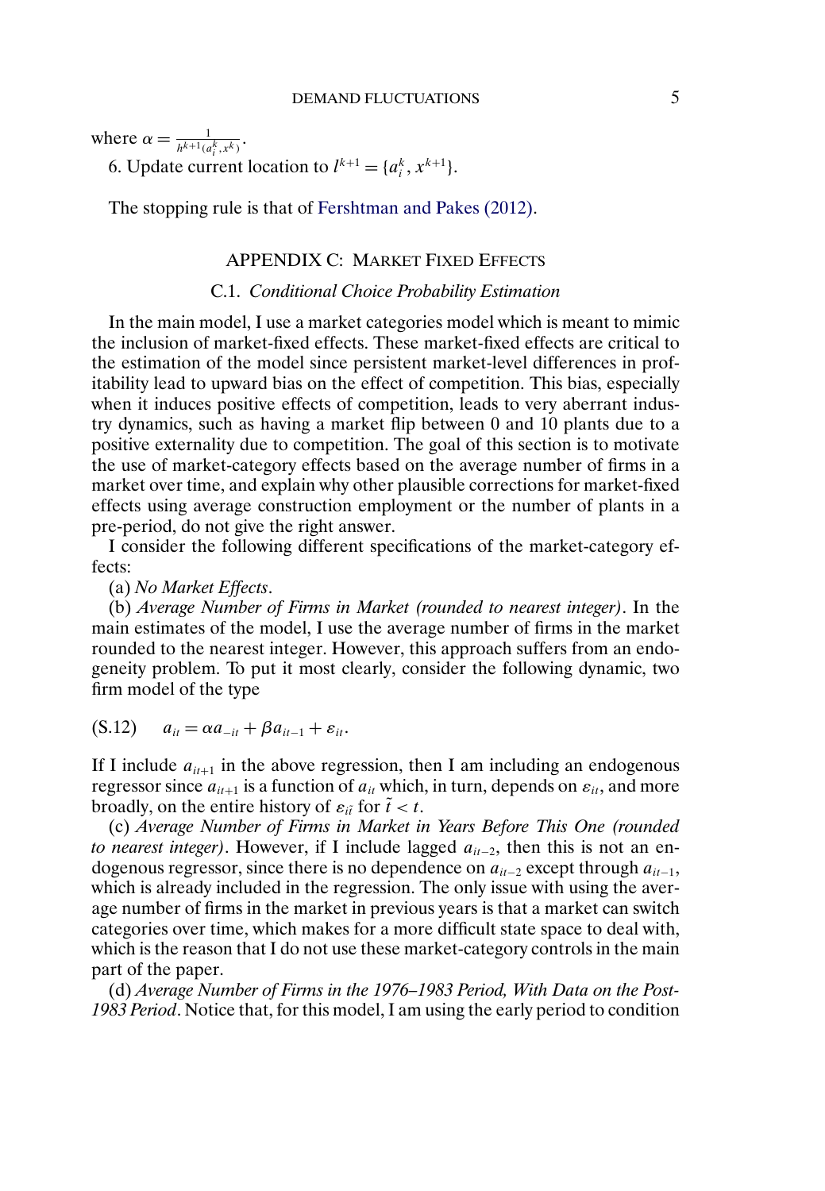where $\alpha = \frac{1}{h^{k+1}(a_i^k, x^k)}$.

6. Update current location to $l^{k+1} = \{a_i^k, x^{k+1}\}$.

The stopping rule is that of Fershtman and Pakes (2012).

## APPENDIX C: MARKET FIXED EFFECTS

### C.1. *Conditional Choice Probability Estimation*

In the main model, I use a market categories model which is meant to mimic the inclusion of market-fixed effects. These market-fixed effects are critical to the estimation of the model since persistent market-level differences in profitability lead to upward bias on the effect of competition. This bias, especially when it induces positive effects of competition, leads to very aberrant industry dynamics, such as having a market flip between 0 and 10 plants due to a positive externality due to competition. The goal of this section is to motivate the use of market-category effects based on the average number of firms in a market over time, and explain why other plausible corrections for market-fixed effects using average construction employment or the number of plants in a pre-period, do not give the right answer.

I consider the following different specifications of the market-category effects:

(a) *No Market Effects*.

(b) *Average Number of Firms in Market (rounded to nearest integer)*. In the main estimates of the model, I use the average number of firms in the market rounded to the nearest integer. However, this approach suffers from an endogeneity problem. To put it most clearly, consider the following dynamic, two firm model of the type

$$a_{it} = \alpha a_{-it} + \beta a_{it-1} + \varepsilon_{it}. \tag{S.12}$$

If I include $a_{it+1}$ in the above regression, then I am including an endogenous regressor since $a_{it+1}$ is a function of $a_{it}$ which, in turn, depends on $\varepsilon_{it}$, and more broadly, on the entire history of $\varepsilon_{i\tilde{t}}$ for $\tilde{t} < t$.

(c) *Average Number of Firms in Market in Years Before This One (rounded to nearest integer)*. However, if I include lagged $a_{it-2}$, then this is not an endogenous regressor, since there is no dependence on $a_{it-2}$ except through $a_{it-1}$, which is already included in the regression. The only issue with using the average number of firms in the market in previous years is that a market can switch categories over time, which makes for a more difficult state space to deal with, which is the reason that I do not use these market-category controls in the main part of the paper.

(d) *Average Number of Firms in the 1976–1983 Period, With Data on the Post-1983 Period*. Notice that, for this model, I am using the early period to condition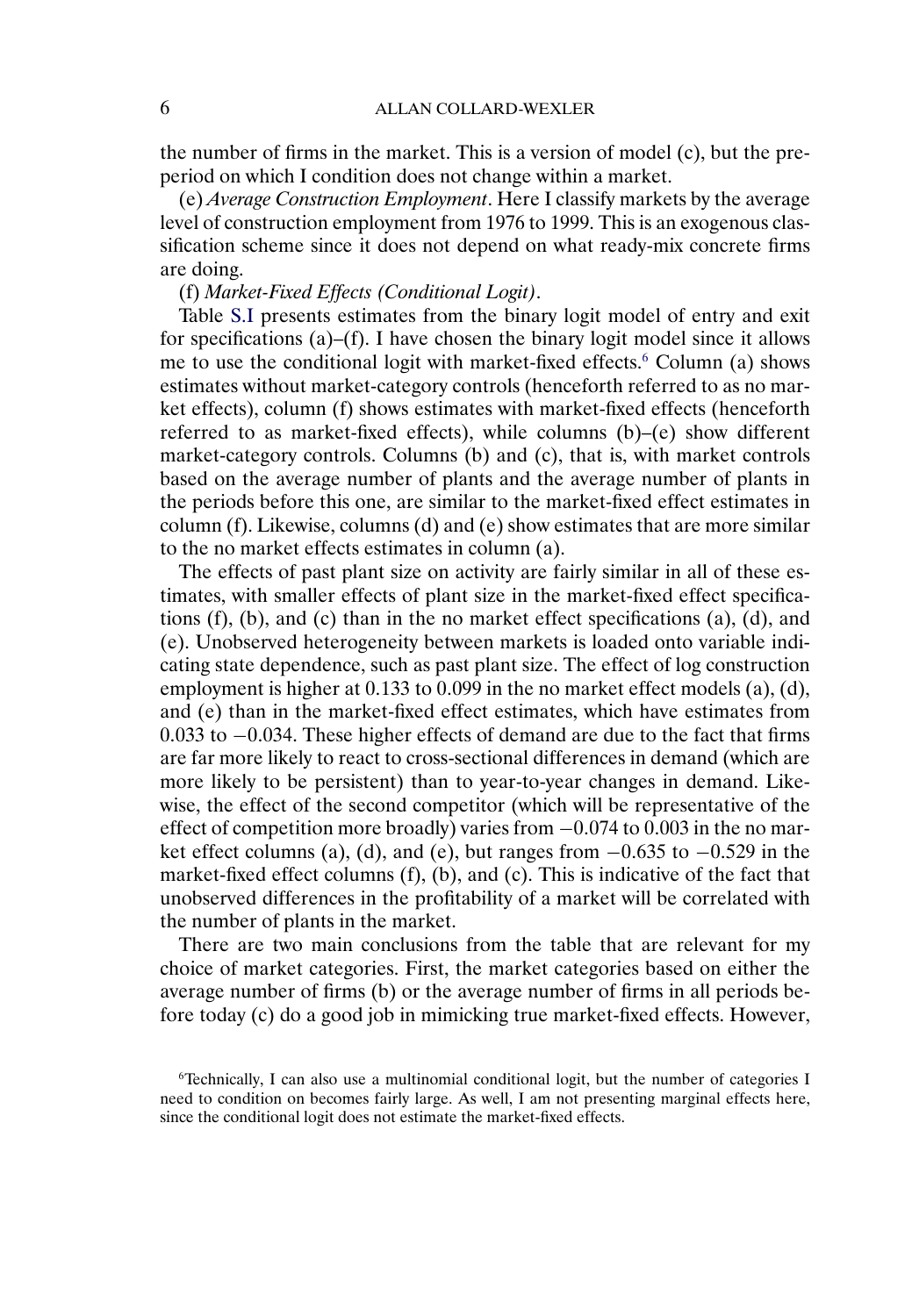the number of firms in the market. This is a version of model (c), but the preperiod on which I condition does not change within a market.

(e) *Average Construction Employment*. Here I classify markets by the average level of construction employment from 1976 to 1999. This is an exogenous classification scheme since it does not depend on what ready-mix concrete firms are doing.

(f) *Market-Fixed Effects (Conditional Logit)*.

Table S.I presents estimates from the binary logit model of entry and exit for specifications (a)–(f). I have chosen the binary logit model since it allows me to use the conditional logit with market-fixed effects.[6] Column (a) shows estimates without market-category controls (henceforth referred to as no market effects), column (f) shows estimates with market-fixed effects (henceforth referred to as market-fixed effects), while columns (b)–(e) show different market-category controls. Columns (b) and (c), that is, with market controls based on the average number of plants and the average number of plants in the periods before this one, are similar to the market-fixed effect estimates in column (f). Likewise, columns (d) and (e) show estimates that are more similar to the no market effects estimates in column (a).

The effects of past plant size on activity are fairly similar in all of these estimates, with smaller effects of plant size in the market-fixed effect specifications (f), (b), and (c) than in the no market effect specifications (a), (d), and (e). Unobserved heterogeneity between markets is loaded onto variable indicating state dependence, such as past plant size. The effect of log construction employment is higher at 0.133 to 0.099 in the no market effect models (a), (d), and (e) than in the market-fixed effect estimates, which have estimates from 0.033 to −0.034. These higher effects of demand are due to the fact that firms are far more likely to react to cross-sectional differences in demand (which are more likely to be persistent) than to year-to-year changes in demand. Likewise, the effect of the second competitor (which will be representative of the effect of competition more broadly) varies from −0.074 to 0.003 in the no market effect columns (a), (d), and (e), but ranges from −0.635 to −0.529 in the market-fixed effect columns (f), (b), and (c). This is indicative of the fact that unobserved differences in the profitability of a market will be correlated with the number of plants in the market.

There are two main conclusions from the table that are relevant for my choice of market categories. First, the market categories based on either the average number of firms (b) or the average number of firms in all periods before today (c) do a good job in mimicking true market-fixed effects. However,

[6]Technically, I can also use a multinomial conditional logit, but the number of categories I need to condition on becomes fairly large. As well, I am not presenting marginal effects here, since the conditional logit does not estimate the market-fixed effects.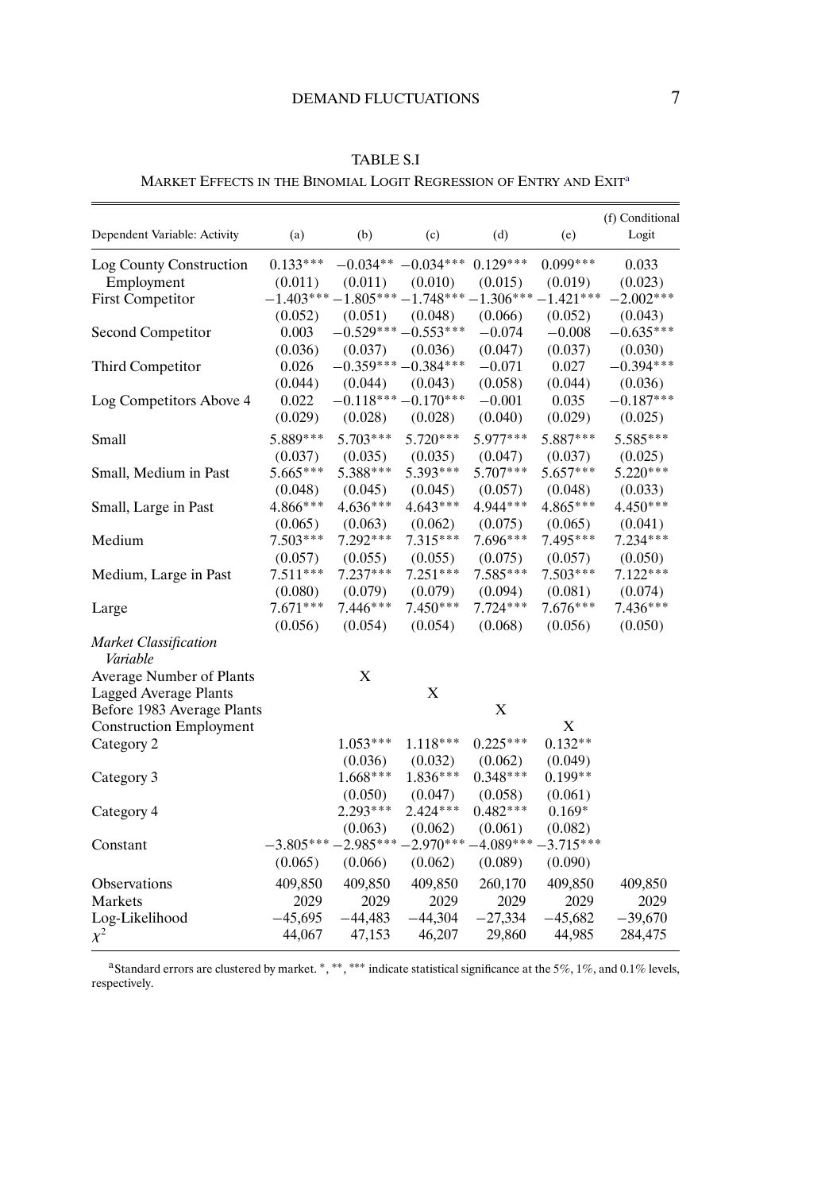TABLE S.I

MARKET EFFECTS IN THE BINOMIAL LOGIT REGRESSION OF ENTRY AND EXIT[a]

| Dependent Variable: Activity | (a) | (b) | (c) | (d) | (e) | (f) Conditional Logit |
|---|---|---|---|---|---|---|
| Log County Construction Employment | 0.133*** | −0.034** | −0.034*** | 0.129*** | 0.099*** | 0.033 |
| | (0.011) | (0.011) | (0.010) | (0.015) | (0.019) | (0.023) |
| First Competitor | −1.403*** | −1.805*** | −1.748*** | −1.306*** | −1.421*** | −2.002*** |
| | (0.052) | (0.051) | (0.048) | (0.066) | (0.052) | (0.043) |
| Second Competitor | 0.003 | −0.529*** | −0.553*** | −0.074 | −0.008 | −0.635*** |
| | (0.036) | (0.037) | (0.036) | (0.047) | (0.037) | (0.030) |
| Third Competitor | 0.026 | −0.359*** | −0.384*** | −0.071 | 0.027 | −0.394*** |
| | (0.044) | (0.044) | (0.043) | (0.058) | (0.044) | (0.036) |
| Log Competitors Above 4 | 0.022 | −0.118*** | −0.170*** | −0.001 | 0.035 | −0.187*** |
| | (0.029) | (0.028) | (0.028) | (0.040) | (0.029) | (0.025) |
| Small | 5.889*** | 5.703*** | 5.720*** | 5.977*** | 5.887*** | 5.585*** |
| | (0.037) | (0.035) | (0.035) | (0.047) | (0.037) | (0.025) |
| Small, Medium in Past | 5.665*** | 5.388*** | 5.393*** | 5.707*** | 5.657*** | 5.220*** |
| | (0.048) | (0.045) | (0.045) | (0.057) | (0.048) | (0.033) |
| Small, Large in Past | 4.866*** | 4.636*** | 4.643*** | 4.944*** | 4.865*** | 4.450*** |
| | (0.065) | (0.063) | (0.062) | (0.075) | (0.065) | (0.041) |
| Medium | 7.503*** | 7.292*** | 7.315*** | 7.696*** | 7.495*** | 7.234*** |
| | (0.057) | (0.055) | (0.055) | (0.075) | (0.057) | (0.050) |
| Medium, Large in Past | 7.511*** | 7.237*** | 7.251*** | 7.585*** | 7.503*** | 7.122*** |
| | (0.080) | (0.079) | (0.079) | (0.094) | (0.081) | (0.074) |
| Large | 7.671*** | 7.446*** | 7.450*** | 7.724*** | 7.676*** | 7.436*** |
| | (0.056) | (0.054) | (0.054) | (0.068) | (0.056) | (0.050) |
| *Market Classification Variable* | | | | | | |
| Average Number of Plants | | X | | | | |
| Lagged Average Plants | | | X | | | |
| Before 1983 Average Plants | | | | X | | |
| Construction Employment | | | | | X | |
| Category 2 | | 1.053*** | 1.118*** | 0.225*** | 0.132** | |
| | | (0.036) | (0.032) | (0.062) | (0.049) | |
| Category 3 | | 1.668*** | 1.836*** | 0.348*** | 0.199** | |
| | | (0.050) | (0.047) | (0.058) | (0.061) | |
| Category 4 | | 2.293*** | 2.424*** | 0.482*** | 0.169* | |
| | | (0.063) | (0.062) | (0.061) | (0.082) | |
| Constant | −3.805*** | −2.985*** | −2.970*** | −4.089*** | −3.715*** | |
| | (0.065) | (0.066) | (0.062) | (0.089) | (0.090) | |
| Observations | 409,850 | 409,850 | 409,850 | 260,170 | 409,850 | 409,850 |
| Markets | 2029 | 2029 | 2029 | 2029 | 2029 | 2029 |
| Log-Likelihood | −45,695 | −44,483 | −44,304 | −27,334 | −45,682 | −39,670 |
| $\chi^2$ | 44,067 | 47,153 | 46,207 | 29,860 | 44,985 | 284,475 |

[a]Standard errors are clustered by market. *, **, *** indicate statistical significance at the 5%, 1%, and 0.1% levels, respectively.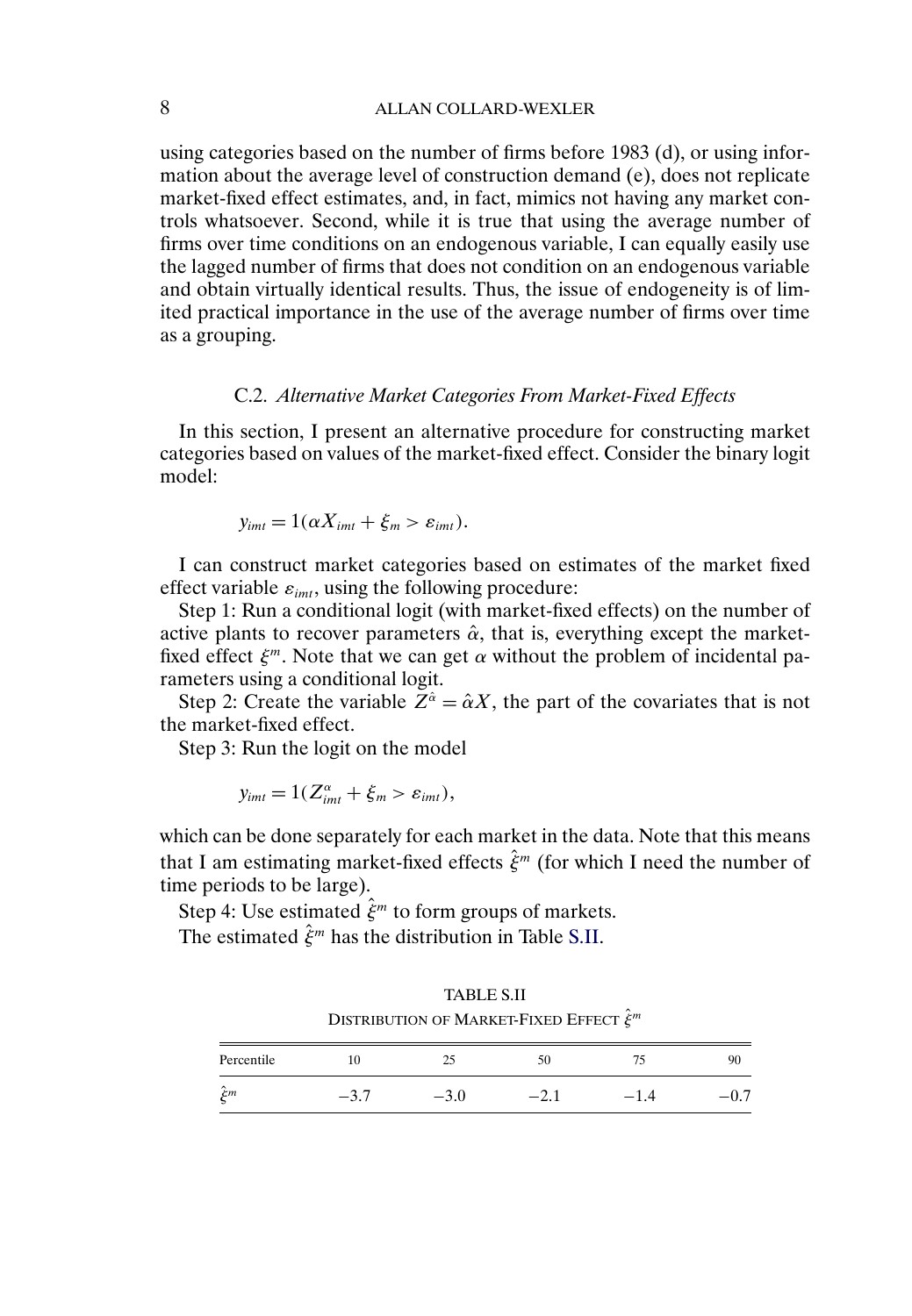using categories based on the number of firms before 1983 (d), or using information about the average level of construction demand (e), does not replicate market-fixed effect estimates, and, in fact, mimics not having any market controls whatsoever. Second, while it is true that using the average number of firms over time conditions on an endogenous variable, I can equally easily use the lagged number of firms that does not condition on an endogenous variable and obtain virtually identical results. Thus, the issue of endogeneity is of limited practical importance in the use of the average number of firms over time as a grouping.

### C.2. *Alternative Market Categories From Market-Fixed Effects*

In this section, I present an alternative procedure for constructing market categories based on values of the market-fixed effect. Consider the binary logit model:

$$y_{imt} = 1(\alpha X_{imt} + \xi_m > \varepsilon_{imt}).$$

I can construct market categories based on estimates of the market fixed effect variable $\varepsilon_{imt}$, using the following procedure:

Step 1: Run a conditional logit (with market-fixed effects) on the number of active plants to recover parameters $\hat{\alpha}$, that is, everything except the market-fixed effect $\xi^m$. Note that we can get $\alpha$ without the problem of incidental parameters using a conditional logit.

Step 2: Create the variable $Z^{\hat{\alpha}} = \hat{\alpha}X$, the part of the covariates that is not the market-fixed effect.

Step 3: Run the logit on the model

$$y_{imt} = 1(Z^{\alpha}_{imt} + \xi_m > \varepsilon_{imt}),$$

which can be done separately for each market in the data. Note that this means that I am estimating market-fixed effects $\hat{\xi}^m$ (for which I need the number of time periods to be large).

Step 4: Use estimated $\hat{\xi}^m$ to form groups of markets.

The estimated $\hat{\xi}^m$ has the distribution in Table S.II.

TABLE S.II
DISTRIBUTION OF MARKET-FIXED EFFECT $\hat{\xi}^m$

| Percentile | 10 | 25 | 50 | 75 | 90 |
|---|---|---|---|---|---|
| $\hat{\xi}^m$ | −3.7 | −3.0 | −2.1 | −1.4 | −0.7 |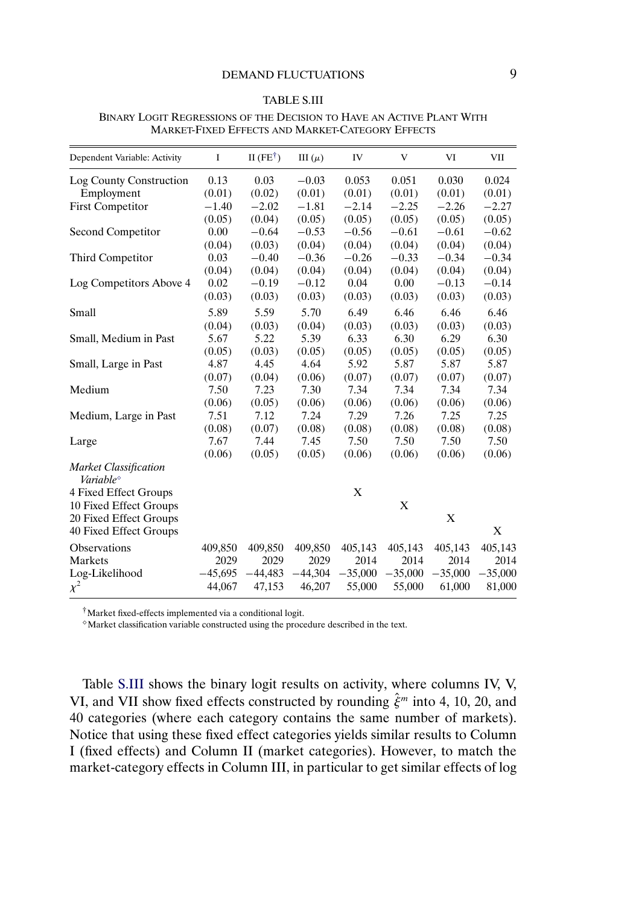TABLE S.III

BINARY LOGIT REGRESSIONS OF THE DECISION TO HAVE AN ACTIVE PLANT WITH MARKET-FIXED EFFECTS AND MARKET-CATEGORY EFFECTS

| Dependent Variable: Activity | I | II (FE†) | III ($\mu$) | IV | V | VI | VII |
|---|---|---|---|---|---|---|---|
| Log County Construction Employment | 0.13 | 0.03 | −0.03 | 0.053 | 0.051 | 0.030 | 0.024 |
| | (0.01) | (0.02) | (0.01) | (0.01) | (0.01) | (0.01) | (0.01) |
| First Competitor | −1.40 | −2.02 | −1.81 | −2.14 | −2.25 | −2.26 | −2.27 |
| | (0.05) | (0.04) | (0.05) | (0.05) | (0.05) | (0.05) | (0.05) |
| Second Competitor | 0.00 | −0.64 | −0.53 | −0.56 | −0.61 | −0.61 | −0.62 |
| | (0.04) | (0.03) | (0.04) | (0.04) | (0.04) | (0.04) | (0.04) |
| Third Competitor | 0.03 | −0.40 | −0.36 | −0.26 | −0.33 | −0.34 | −0.34 |
| | (0.04) | (0.04) | (0.04) | (0.04) | (0.04) | (0.04) | (0.04) |
| Log Competitors Above 4 | 0.02 | −0.19 | −0.12 | 0.04 | 0.00 | −0.13 | −0.14 |
| | (0.03) | (0.03) | (0.03) | (0.03) | (0.03) | (0.03) | (0.03) |
| Small | 5.89 | 5.59 | 5.70 | 6.49 | 6.46 | 6.46 | 6.46 |
| | (0.04) | (0.03) | (0.04) | (0.03) | (0.03) | (0.03) | (0.03) |
| Small, Medium in Past | 5.67 | 5.22 | 5.39 | 6.33 | 6.30 | 6.29 | 6.30 |
| | (0.05) | (0.03) | (0.05) | (0.05) | (0.05) | (0.05) | (0.05) |
| Small, Large in Past | 4.87 | 4.45 | 4.64 | 5.92 | 5.87 | 5.87 | 5.87 |
| | (0.07) | (0.04) | (0.06) | (0.07) | (0.07) | (0.07) | (0.07) |
| Medium | 7.50 | 7.23 | 7.30 | 7.34 | 7.34 | 7.34 | 7.34 |
| | (0.06) | (0.05) | (0.06) | (0.06) | (0.06) | (0.06) | (0.06) |
| Medium, Large in Past | 7.51 | 7.12 | 7.24 | 7.29 | 7.26 | 7.25 | 7.25 |
| | (0.08) | (0.07) | (0.08) | (0.08) | (0.08) | (0.08) | (0.08) |
| Large | 7.67 | 7.44 | 7.45 | 7.50 | 7.50 | 7.50 | 7.50 |
| | (0.06) | (0.05) | (0.05) | (0.06) | (0.06) | (0.06) | (0.06) |
| *Market Classification Variable*◇ | | | | | | | |
| 4 Fixed Effect Groups | | | | X | | | |
| 10 Fixed Effect Groups | | | | | X | | |
| 20 Fixed Effect Groups | | | | | | X | |
| 40 Fixed Effect Groups | | | | | | | X |
| Observations | 409,850 | 409,850 | 409,850 | 405,143 | 405,143 | 405,143 | 405,143 |
| Markets | 2029 | 2029 | 2029 | 2014 | 2014 | 2014 | 2014 |
| Log-Likelihood | −45,695 | −44,483 | −44,304 | −35,000 | −35,000 | −35,000 | −35,000 |
| $\chi^2$ | 44,067 | 47,153 | 46,207 | 55,000 | 55,000 | 61,000 | 81,000 |

†Market fixed-effects implemented via a conditional logit.

◇Market classification variable constructed using the procedure described in the text.

Table S.III shows the binary logit results on activity, where columns IV, V, VI, and VII show fixed effects constructed by rounding $\hat{\xi}^m$ into 4, 10, 20, and 40 categories (where each category contains the same number of markets). Notice that using these fixed effect categories yields similar results to Column I (fixed effects) and Column II (market categories). However, to match the market-category effects in Column III, in particular to get similar effects of log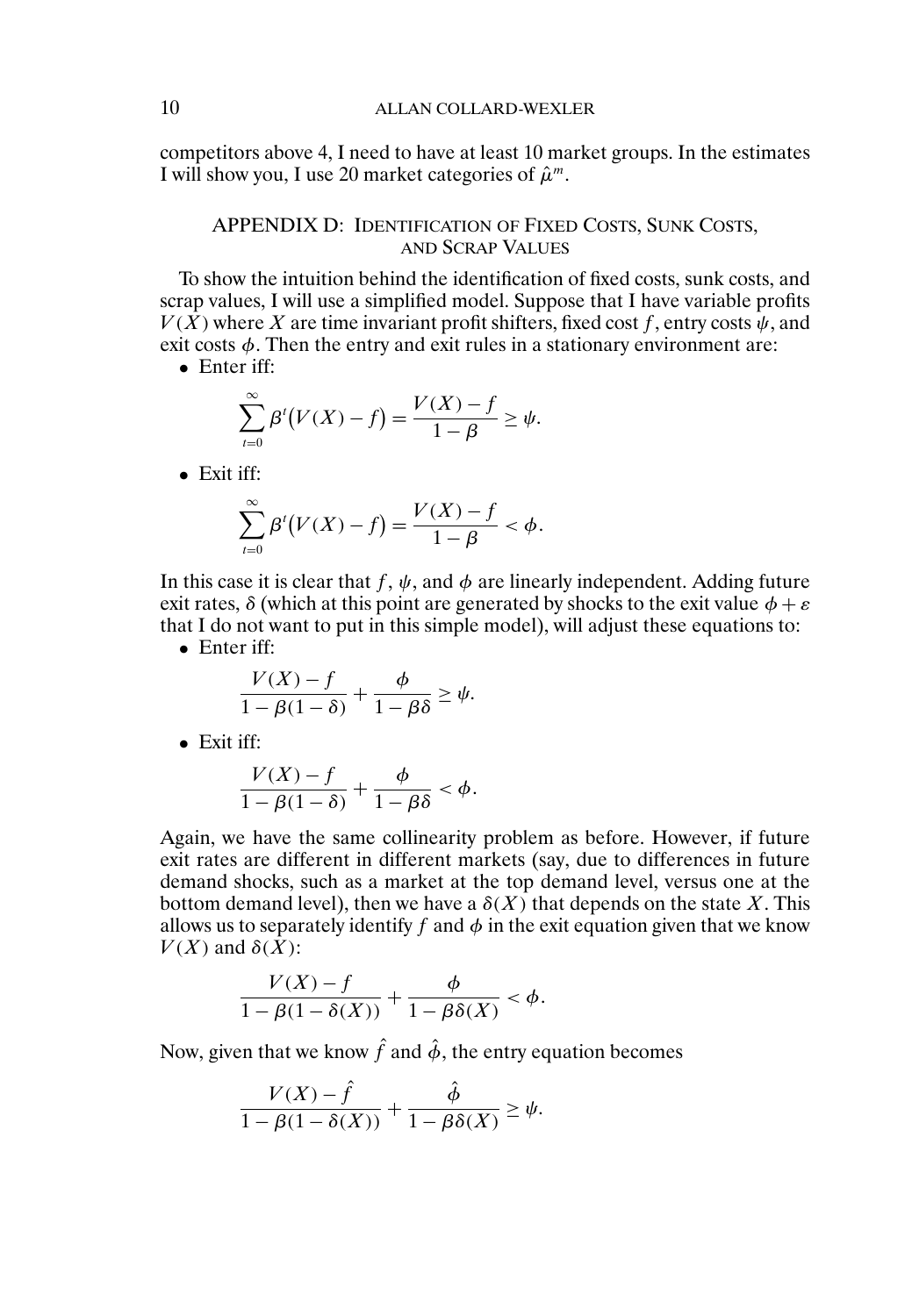competitors above 4, I need to have at least 10 market groups. In the estimates I will show you, I use 20 market categories of $\hat{\mu}^m$.

## APPENDIX D: Identification of Fixed Costs, Sunk Costs, and Scrap Values

To show the intuition behind the identification of fixed costs, sunk costs, and scrap values, I will use a simplified model. Suppose that I have variable profits $V(X)$ where $X$ are time invariant profit shifters, fixed cost $f$, entry costs $\psi$, and exit costs $\phi$. Then the entry and exit rules in a stationary environment are:

- Enter iff:

$$\sum_{t=0}^{\infty} \beta^t \big(V(X) - f\big) = \frac{V(X) - f}{1 - \beta} \geq \psi.$$

- Exit iff:

$$\sum_{t=0}^{\infty} \beta^t \big(V(X) - f\big) = \frac{V(X) - f}{1 - \beta} < \phi.$$

In this case it is clear that $f$, $\psi$, and $\phi$ are linearly independent. Adding future exit rates, $\delta$ (which at this point are generated by shocks to the exit value $\phi + \varepsilon$ that I do not want to put in this simple model), will adjust these equations to:

- Enter iff:

$$\frac{V(X) - f}{1 - \beta(1 - \delta)} + \frac{\phi}{1 - \beta\delta} \geq \psi.$$

- Exit iff:

$$\frac{V(X) - f}{1 - \beta(1 - \delta)} + \frac{\phi}{1 - \beta\delta} < \phi.$$

Again, we have the same collinearity problem as before. However, if future exit rates are different in different markets (say, due to differences in future demand shocks, such as a market at the top demand level, versus one at the bottom demand level), then we have a $\delta(X)$ that depends on the state $X$. This allows us to separately identify $f$ and $\phi$ in the exit equation given that we know $V(X)$ and $\delta(X)$:

$$\frac{V(X) - f}{1 - \beta(1 - \delta(X))} + \frac{\phi}{1 - \beta\delta(X)} < \phi.$$

Now, given that we know $\hat{f}$ and $\hat{\phi}$, the entry equation becomes

$$\frac{V(X) - \hat{f}}{1 - \beta(1 - \delta(X))} + \frac{\hat{\phi}}{1 - \beta\delta(X)} \geq \psi.$$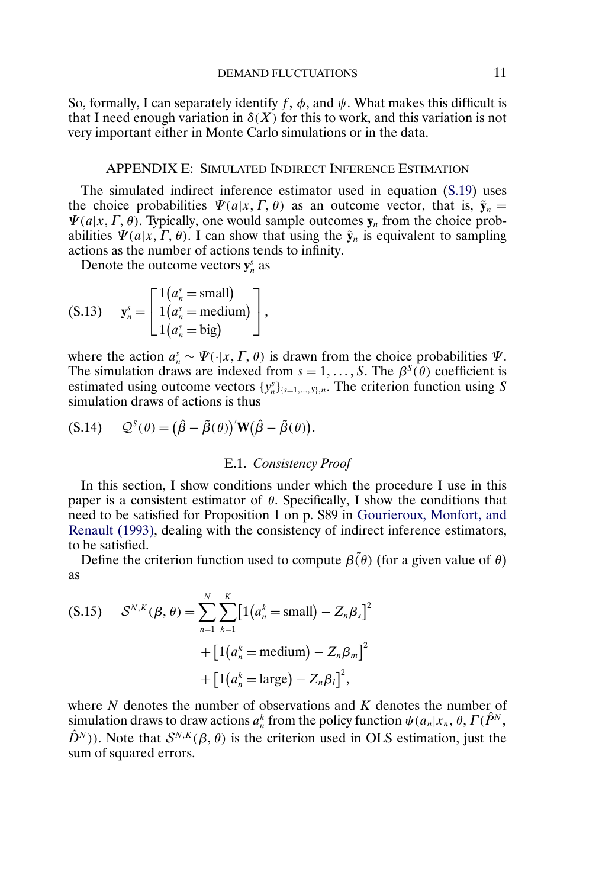So, formally, I can separately identify $f$, $\phi$, and $\psi$. What makes this difficult is that I need enough variation in $\delta(X)$ for this to work, and this variation is not very important either in Monte Carlo simulations or in the data.

## APPENDIX E: SIMULATED INDIRECT INFERENCE ESTIMATION

The simulated indirect inference estimator used in equation (S.19) uses the choice probabilities $\Psi(a|x, \Gamma, \theta)$ as an outcome vector, that is, $\tilde{\mathbf{y}}_n = \Psi(a|x, \Gamma, \theta)$. Typically, one would sample outcomes $\mathbf{y}_n$ from the choice probabilities $\Psi(a|x, \Gamma, \theta)$. I can show that using the $\tilde{\mathbf{y}}_n$ is equivalent to sampling actions as the number of actions tends to infinity.

Denote the outcome vectors $\mathbf{y}_n^s$ as

$$\mathbf{y}_n^s = \begin{bmatrix} 1(a_n^s = \text{small}) \\ 1(a_n^s = \text{medium}) \\ 1(a_n^s = \text{big}) \end{bmatrix}, \tag{S.13}$$

where the action $a_n^s \sim \Psi(\cdot|x, \Gamma, \theta)$ is drawn from the choice probabilities $\Psi$. The simulation draws are indexed from $s = 1, \dots, S$. The $\beta^S(\theta)$ coefficient is estimated using outcome vectors $\{y_n^s\}_{\{s=1,\dots,S\},n}$. The criterion function using $S$ simulation draws of actions is thus

$$\mathcal{Q}^S(\theta) = \big(\hat{\beta} - \tilde{\beta}(\theta)\big)'\mathbf{W}\big(\hat{\beta} - \tilde{\beta}(\theta)\big). \tag{S.14}$$

### E.1. *Consistency Proof*

In this section, I show conditions under which the procedure I use in this paper is a consistent estimator of $\theta$. Specifically, I show the conditions that need to be satisfied for Proposition 1 on p. S89 in Gourieroux, Monfort, and Renault (1993), dealing with the consistency of indirect inference estimators, to be satisfied.

Define the criterion function used to compute $\tilde{\beta(\theta)}$ (for a given value of $\theta$) as

$$\begin{aligned} \mathcal{S}^{N,K}(\beta, \theta) = \sum_{n=1}^{N}\sum_{k=1}^{K}&\big[1\big(a_n^k = \text{small}\big) - Z_n\beta_s\big]^2 \\ &+ \big[1\big(a_n^k = \text{medium}\big) - Z_n\beta_m\big]^2 \\ &+ \big[1\big(a_n^k = \text{large}\big) - Z_n\beta_l\big]^2, \end{aligned} \tag{S.15}$$

where $N$ denotes the number of observations and $K$ denotes the number of simulation draws to draw actions $a_n^k$ from the policy function $\psi(a_n|x_n, \theta, \Gamma(\hat{P}^N, \hat{D}^N))$. Note that $\mathcal{S}^{N,K}(\beta, \theta)$ is the criterion used in OLS estimation, just the sum of squared errors.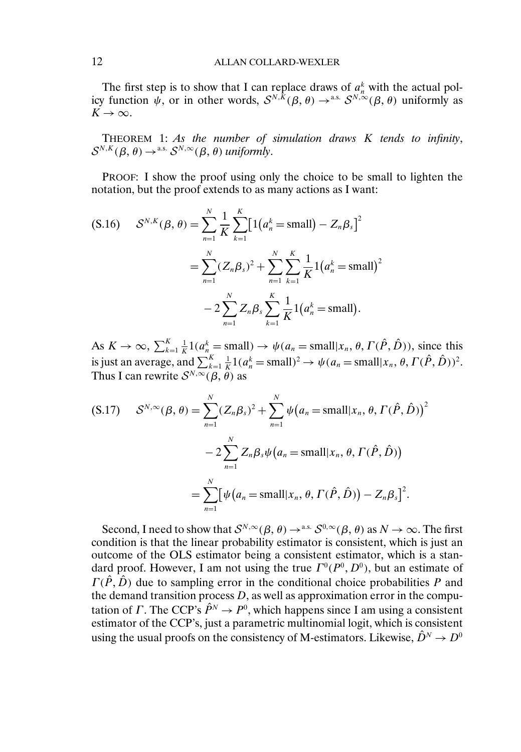The first step is to show that I can replace draws of $a_n^k$ with the actual policy function $\psi$, or in other words, $\mathcal{S}^{N,K}(\beta,\theta) \rightarrow^{\text{a.s.}} \mathcal{S}^{N,\infty}(\beta,\theta)$ uniformly as $K \rightarrow \infty$.

THEOREM 1: *As the number of simulation draws $K$ tends to infinity, $\mathcal{S}^{N,K}(\beta,\theta) \rightarrow^{\text{a.s.}} \mathcal{S}^{N,\infty}(\beta,\theta)$ uniformly.*

PROOF: I show the proof using only the choice to be small to lighten the notation, but the proof extends to as many actions as I want:

$$
\begin{aligned}
\text{(S.16)} \quad \mathcal{S}^{N,K}(\beta,\theta) &= \sum_{n=1}^{N} \frac{1}{K} \sum_{k=1}^{K} \left[1\left(a_n^k = \text{small}\right) - Z_n \beta_s\right]^2 \\
&= \sum_{n=1}^{N} (Z_n \beta_s)^2 + \sum_{n=1}^{N} \sum_{k=1}^{K} \frac{1}{K} 1\left(a_n^k = \text{small}\right)^2 \\
&\quad - 2 \sum_{n=1}^{N} Z_n \beta_s \sum_{k=1}^{K} \frac{1}{K} 1\left(a_n^k = \text{small}\right).
\end{aligned}
$$

As $K \rightarrow \infty$, $\sum_{k=1}^{K} \frac{1}{K} 1(a_n^k = \text{small}) \rightarrow \psi(a_n = \text{small} | x_n, \theta, \Gamma(\hat{P}, \hat{D}))$, since this is just an average, and $\sum_{k=1}^{K} \frac{1}{K} 1(a_n^k = \text{small})^2 \rightarrow \psi(a_n = \text{small} | x_n, \theta, \Gamma(\hat{P}, \hat{D}))^2$. Thus I can rewrite $\mathcal{S}^{N,\infty}(\beta,\theta)$ as

$$
\begin{aligned}
\text{(S.17)} \quad \mathcal{S}^{N,\infty}(\beta,\theta) &= \sum_{n=1}^{N} (Z_n \beta_s)^2 + \sum_{n=1}^{N} \psi\left(a_n = \text{small} | x_n, \theta, \Gamma(\hat{P}, \hat{D})\right)^2 \\
&\quad - 2 \sum_{n=1}^{N} Z_n \beta_s \psi\left(a_n = \text{small} | x_n, \theta, \Gamma(\hat{P}, \hat{D})\right) \\
&= \sum_{n=1}^{N} \left[\psi\left(a_n = \text{small} | x_n, \theta, \Gamma(\hat{P}, \hat{D})\right) - Z_n \beta_s\right]^2.
\end{aligned}
$$

Second, I need to show that $\mathcal{S}^{N,\infty}(\beta,\theta) \rightarrow^{\text{a.s.}} \mathcal{S}^{0,\infty}(\beta,\theta)$ as $N \rightarrow \infty$. The first condition is that the linear probability estimator is consistent, which is just an outcome of the OLS estimator being a consistent estimator, which is a standard proof. However, I am not using the true $\Gamma^0(P^0, D^0)$, but an estimate of $\Gamma(\hat{P}, \hat{D})$ due to sampling error in the conditional choice probabilities $P$ and the demand transition process $D$, as well as approximation error in the computation of $\Gamma$. The CCP's $\hat{P}^N \rightarrow P^0$, which happens since I am using a consistent estimator of the CCP's, just a parametric multinomial logit, which is consistent using the usual proofs on the consistency of M-estimators. Likewise, $\hat{D}^N \rightarrow D^0$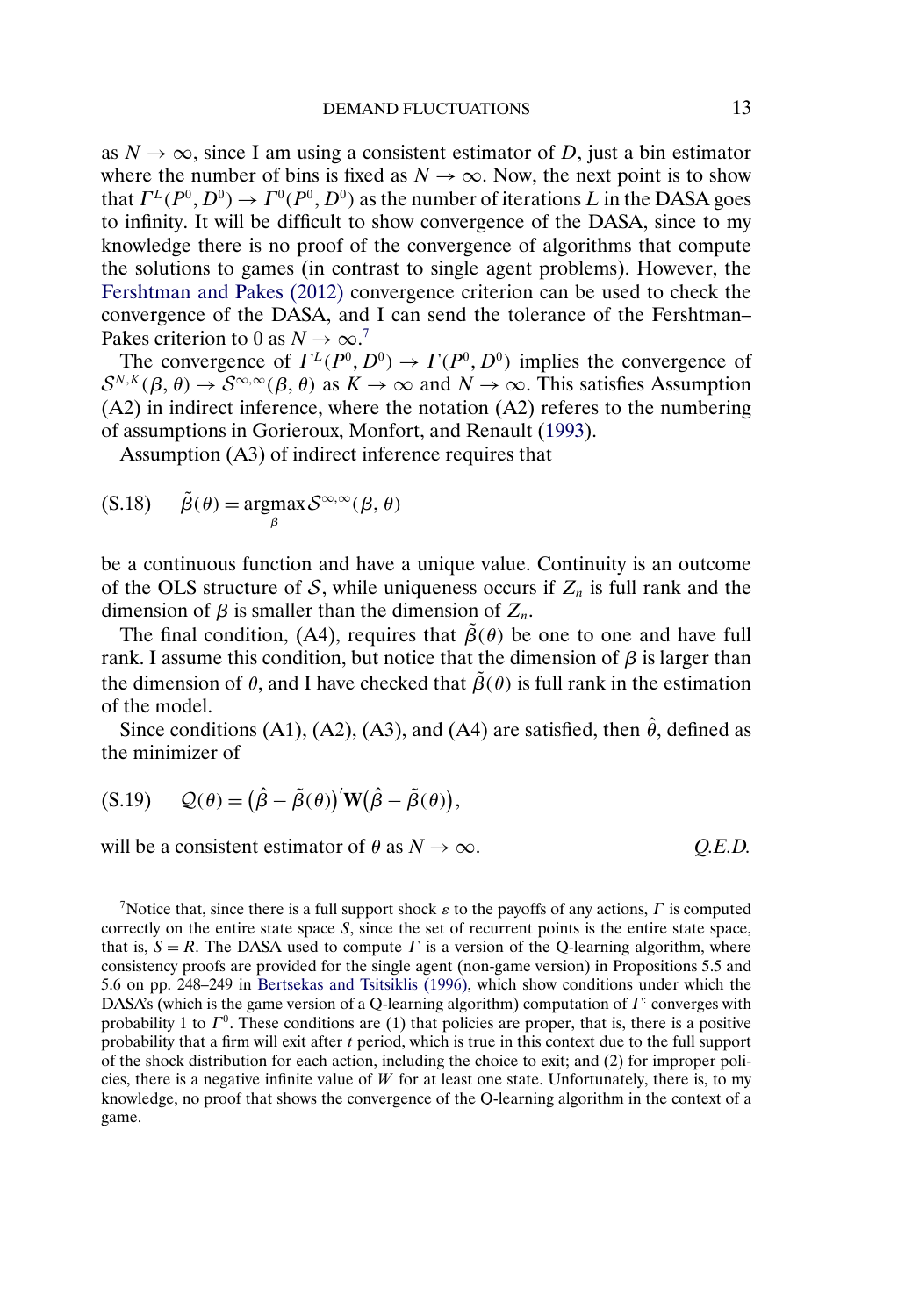as $N \to \infty$, since I am using a consistent estimator of $D$, just a bin estimator where the number of bins is fixed as $N \to \infty$. Now, the next point is to show that $\Gamma^L(P^0, D^0) \to \Gamma^0(P^0, D^0)$ as the number of iterations $L$ in the DASA goes to infinity. It will be difficult to show convergence of the DASA, since to my knowledge there is no proof of the convergence of algorithms that compute the solutions to games (in contrast to single agent problems). However, the Fershtman and Pakes (2012) convergence criterion can be used to check the convergence of the DASA, and I can send the tolerance of the Fershtman–Pakes criterion to 0 as $N \to \infty$.[7]

The convergence of $\Gamma^L(P^0, D^0) \to \Gamma(P^0, D^0)$ implies the convergence of $\mathcal{S}^{N,K}(\beta, \theta) \to \mathcal{S}^{\infty,\infty}(\beta, \theta)$ as $K \to \infty$ and $N \to \infty$. This satisfies Assumption (A2) in indirect inference, where the notation (A2) referes to the numbering of assumptions in Gorieroux, Monfort, and Renault (1993).

Assumption (A3) of indirect inference requires that

$$\tilde{\beta}(\theta) = \underset{\beta}{\operatorname{argmax}} \, \mathcal{S}^{\infty,\infty}(\beta, \theta) \tag{S.18}$$

be a continuous function and have a unique value. Continuity is an outcome of the OLS structure of $\mathcal{S}$, while uniqueness occurs if $Z_n$ is full rank and the dimension of $\beta$ is smaller than the dimension of $Z_n$.

The final condition, (A4), requires that $\tilde{\beta}(\theta)$ be one to one and have full rank. I assume this condition, but notice that the dimension of $\beta$ is larger than the dimension of $\theta$, and I have checked that $\tilde{\beta}(\theta)$ is full rank in the estimation of the model.

Since conditions (A1), (A2), (A3), and (A4) are satisfied, then $\hat{\theta}$, defined as the minimizer of

$$\mathcal{Q}(\theta) = \big(\hat{\beta} - \tilde{\beta}(\theta)\big)' \mathbf{W} \big(\hat{\beta} - \tilde{\beta}(\theta)\big), \tag{S.19}$$

will be a consistent estimator of $\theta$ as $N \to \infty$. *Q.E.D.*

[7]Notice that, since there is a full support shock $\varepsilon$ to the payoffs of any actions, $\Gamma$ is computed correctly on the entire state space $S$, since the set of recurrent points is the entire state space, that is, $S = R$. The DASA used to compute $\Gamma$ is a version of the Q-learning algorithm, where consistency proofs are provided for the single agent (non-game version) in Propositions 5.5 and 5.6 on pp. 248–249 in Bertsekas and Tsitsiklis (1996), which show conditions under which the DASA's (which is the game version of a Q-learning algorithm) computation of $\Gamma^{\cdot}$ converges with probability 1 to $\Gamma^0$. These conditions are (1) that policies are proper, that is, there is a positive probability that a firm will exit after $t$ period, which is true in this context due to the full support of the shock distribution for each action, including the choice to exit; and (2) for improper policies, there is a negative infinite value of $W$ for at least one state. Unfortunately, there is, to my knowledge, no proof that shows the convergence of the Q-learning algorithm in the context of a game.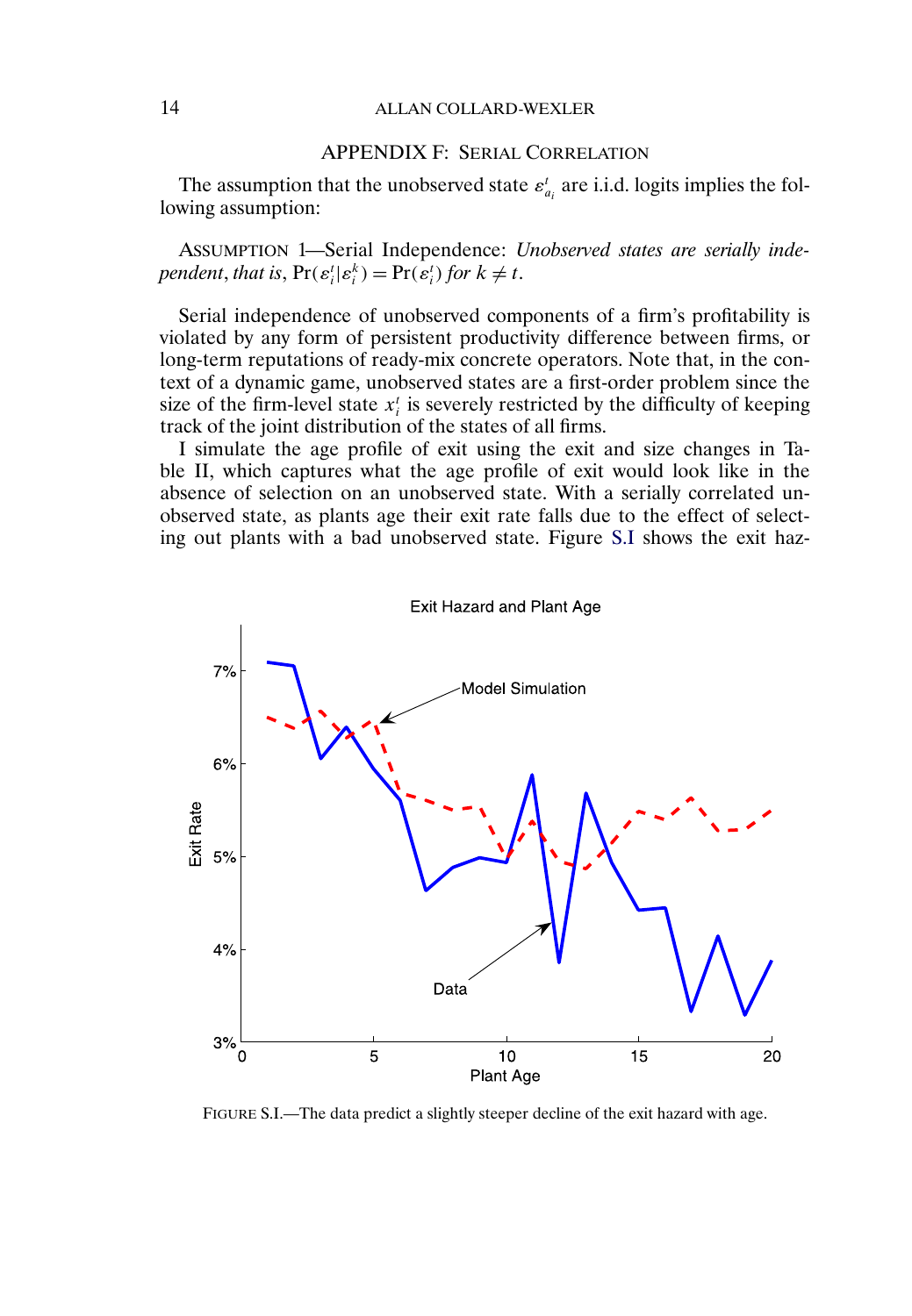## APPENDIX F: SERIAL CORRELATION

The assumption that the unobserved state $\varepsilon^t_{a_i}$ are i.i.d. logits implies the following assumption:

ASSUMPTION 1—Serial Independence: *Unobserved states are serially independent, that is*, $\Pr(\varepsilon^t_i|\varepsilon^k_i) = \Pr(\varepsilon^t_i)$ *for* $k \neq t$.

Serial independence of unobserved components of a firm's profitability is violated by any form of persistent productivity difference between firms, or long-term reputations of ready-mix concrete operators. Note that, in the context of a dynamic game, unobserved states are a first-order problem since the size of the firm-level state $x^t_i$ is severely restricted by the difficulty of keeping track of the joint distribution of the states of all firms.

I simulate the age profile of exit using the exit and size changes in Table II, which captures what the age profile of exit would look like in the absence of selection on an unobserved state. With a serially correlated unobserved state, as plants age their exit rate falls due to the effect of selecting out plants with a bad unobserved state. Figure S.I shows the exit haz-

FIGURE S.I.—The data predict a slightly steeper decline of the exit hazard with age.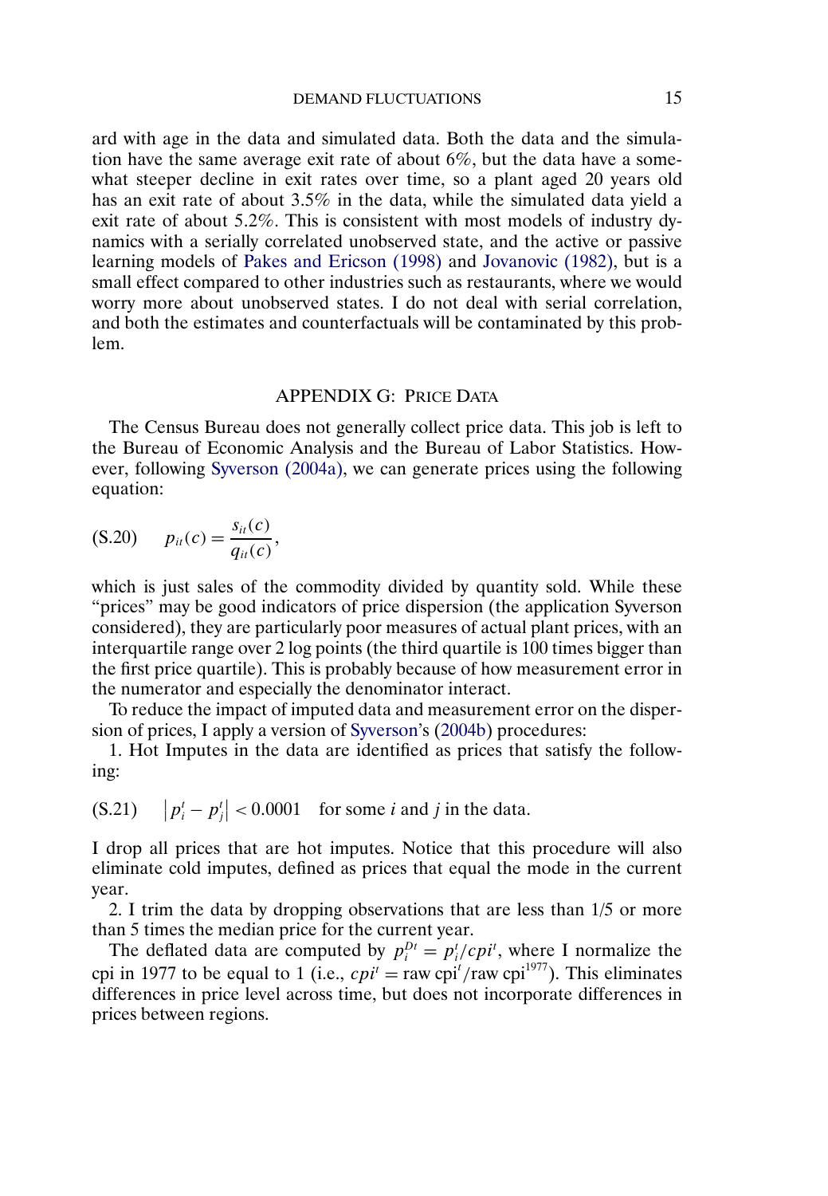ard with age in the data and simulated data. Both the data and the simulation have the same average exit rate of about 6%, but the data have a somewhat steeper decline in exit rates over time, so a plant aged 20 years old has an exit rate of about 3.5% in the data, while the simulated data yield a exit rate of about 5.2%. This is consistent with most models of industry dynamics with a serially correlated unobserved state, and the active or passive learning models of Pakes and Ericson (1998) and Jovanovic (1982), but is a small effect compared to other industries such as restaurants, where we would worry more about unobserved states. I do not deal with serial correlation, and both the estimates and counterfactuals will be contaminated by this problem.

## APPENDIX G: PRICE DATA

The Census Bureau does not generally collect price data. This job is left to the Bureau of Economic Analysis and the Bureau of Labor Statistics. However, following Syverson (2004a), we can generate prices using the following equation:

$$p_{it}(c) = \frac{s_{it}(c)}{q_{it}(c)}, \tag{S.20}$$

which is just sales of the commodity divided by quantity sold. While these "prices" may be good indicators of price dispersion (the application Syverson considered), they are particularly poor measures of actual plant prices, with an interquartile range over 2 log points (the third quartile is 100 times bigger than the first price quartile). This is probably because of how measurement error in the numerator and especially the denominator interact.

To reduce the impact of imputed data and measurement error on the dispersion of prices, I apply a version of Syverson's (2004b) procedures:

1. Hot Imputes in the data are identified as prices that satisfy the following:

$$\left| p_i^t - p_j^t \right| < 0.0001 \quad \text{for some } i \text{ and } j \text{ in the data.} \tag{S.21}$$

I drop all prices that are hot imputes. Notice that this procedure will also eliminate cold imputes, defined as prices that equal the mode in the current year.

2. I trim the data by dropping observations that are less than 1/5 or more than 5 times the median price for the current year.

The deflated data are computed by $p_i^{Dt} = p_i^t / cpi^t$, where I normalize the cpi in 1977 to be equal to 1 (i.e., $cpi^t = \text{raw cpi}^t / \text{raw cpi}^{1977}$). This eliminates differences in price level across time, but does not incorporate differences in prices between regions.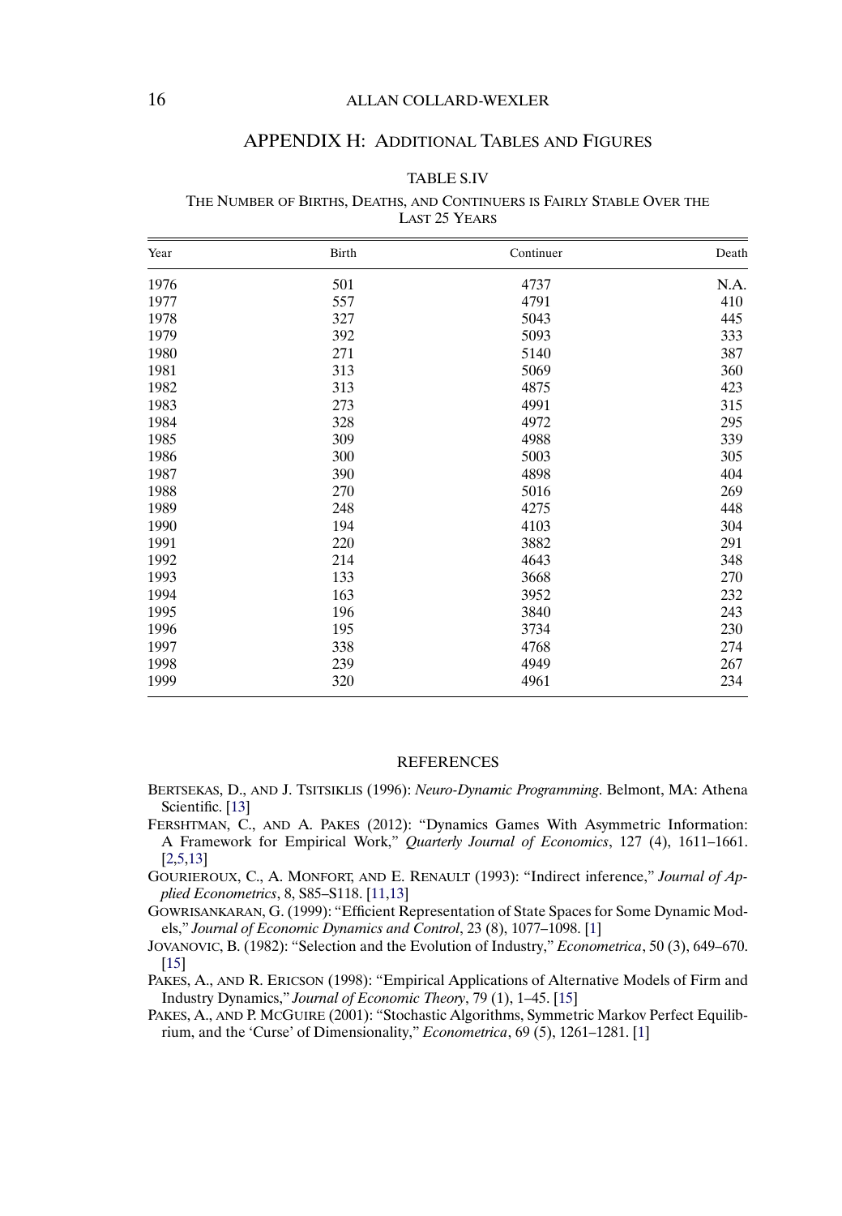## APPENDIX H: ADDITIONAL TABLES AND FIGURES

TABLE S.IV

THE NUMBER OF BIRTHS, DEATHS, AND CONTINUERS IS FAIRLY STABLE OVER THE LAST 25 YEARS

| Year | Birth | Continuer | Death |
|---|---|---|---|
| 1976 | 501 | 4737 | N.A. |
| 1977 | 557 | 4791 | 410 |
| 1978 | 327 | 5043 | 445 |
| 1979 | 392 | 5093 | 333 |
| 1980 | 271 | 5140 | 387 |
| 1981 | 313 | 5069 | 360 |
| 1982 | 313 | 4875 | 423 |
| 1983 | 273 | 4991 | 315 |
| 1984 | 328 | 4972 | 295 |
| 1985 | 309 | 4988 | 339 |
| 1986 | 300 | 5003 | 305 |
| 1987 | 390 | 4898 | 404 |
| 1988 | 270 | 5016 | 269 |
| 1989 | 248 | 4275 | 448 |
| 1990 | 194 | 4103 | 304 |
| 1991 | 220 | 3882 | 291 |
| 1992 | 214 | 4643 | 348 |
| 1993 | 133 | 3668 | 270 |
| 1994 | 163 | 3952 | 232 |
| 1995 | 196 | 3840 | 243 |
| 1996 | 195 | 3734 | 230 |
| 1997 | 338 | 4768 | 274 |
| 1998 | 239 | 4949 | 267 |
| 1999 | 320 | 4961 | 234 |

## REFERENCES

BERTSEKAS, D., AND J. TSITSIKLIS (1996): *Neuro-Dynamic Programming*. Belmont, MA: Athena Scientific. [13]

FERSHTMAN, C., AND A. PAKES (2012): "Dynamics Games With Asymmetric Information: A Framework for Empirical Work," *Quarterly Journal of Economics*, 127 (4), 1611–1661. [2,5,13]

GOURIEROUX, C., A. MONFORT, AND E. RENAULT (1993): "Indirect inference," *Journal of Applied Econometrics*, 8, S85–S118. [11,13]

GOWRISANKARAN, G. (1999): "Efficient Representation of State Spaces for Some Dynamic Models," *Journal of Economic Dynamics and Control*, 23 (8), 1077–1098. [1]

JOVANOVIC, B. (1982): "Selection and the Evolution of Industry," *Econometrica*, 50 (3), 649–670. [15]

PAKES, A., AND R. ERICSON (1998): "Empirical Applications of Alternative Models of Firm and Industry Dynamics," *Journal of Economic Theory*, 79 (1), 1–45. [15]

PAKES, A., AND P. MCGUIRE (2001): "Stochastic Algorithms, Symmetric Markov Perfect Equilibrium, and the 'Curse' of Dimensionality," *Econometrica*, 69 (5), 1261–1281. [1]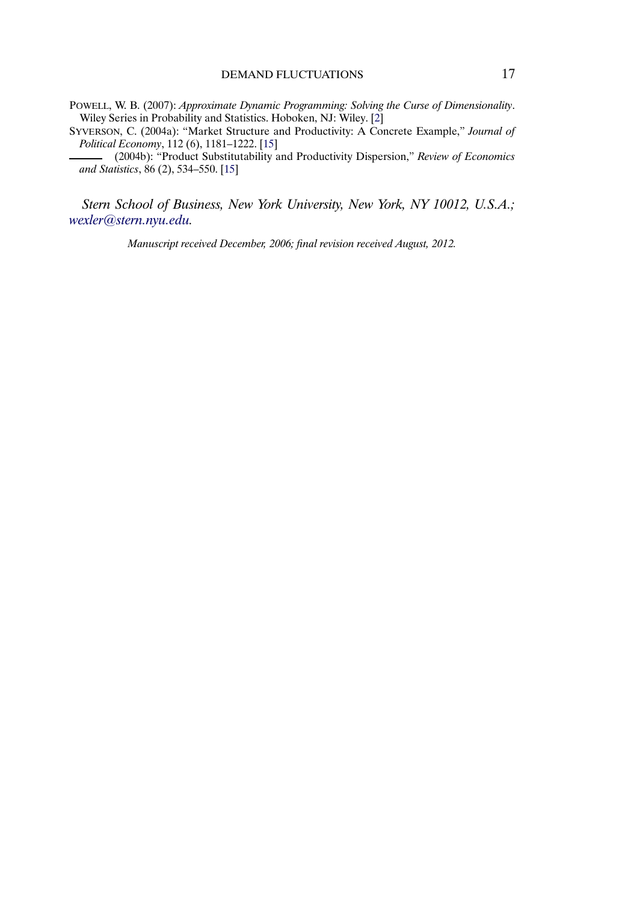POWELL, W. B. (2007): *Approximate Dynamic Programming: Solving the Curse of Dimensionality*. Wiley Series in Probability and Statistics. Hoboken, NJ: Wiley. [2]

SYVERSON, C. (2004a): "Market Structure and Productivity: A Concrete Example," *Journal of Political Economy*, 112 (6), 1181–1222. [15]

——— (2004b): "Product Substitutability and Productivity Dispersion," *Review of Economics and Statistics*, 86 (2), 534–550. [15]

*Stern School of Business, New York University, New York, NY 10012, U.S.A.; wexler@stern.nyu.edu.*

*Manuscript received December, 2006; final revision received August, 2012.*